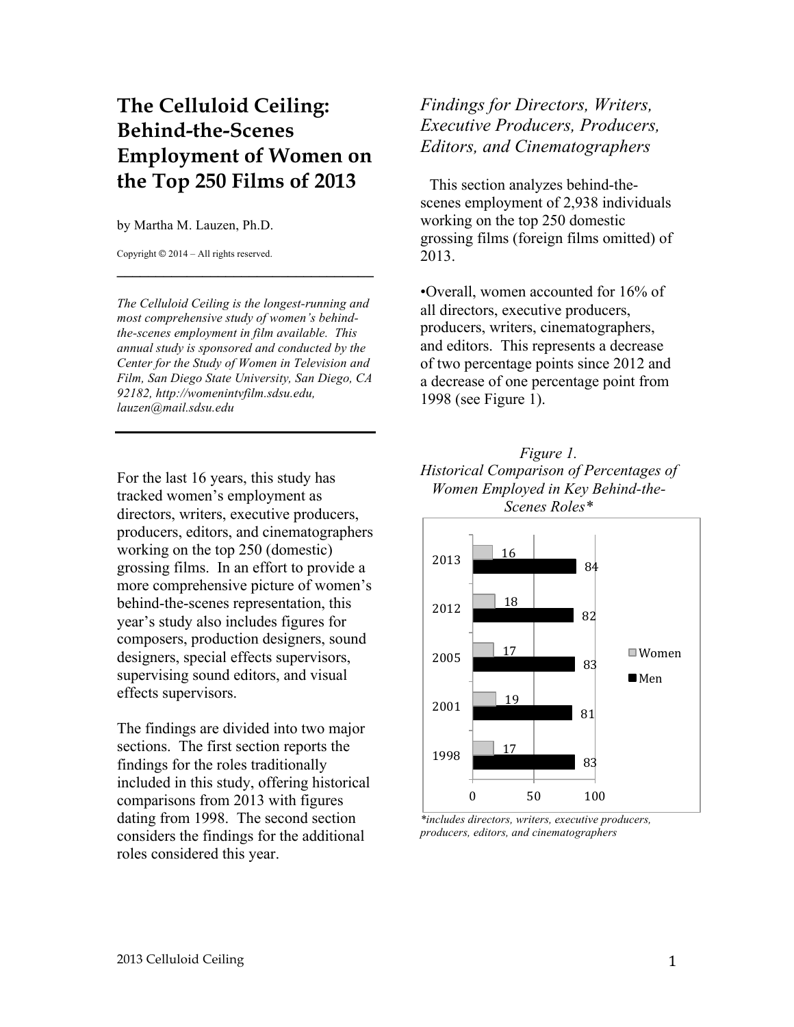# The Celluloid Ceiling: Behind-the-Scenes Employment of Women on the Top 250 Films of 2013

by Martha M. Lauzen, Ph.D.

Copyright © 2014 – All rights reserved.

---

*The Celluloid Ceiling is the longest-running and most comprehensive study of women's behind-the-scenes employment in film available. This annual study is sponsored and conducted by the Center for the Study of Women in Television and Film, San Diego State University, San Diego, CA 92182, http://womenintvfilm.sdsu.edu, lauzen@mail.sdsu.edu*

---

For the last 16 years, this study has tracked women's employment as directors, writers, executive producers, producers, editors, and cinematographers working on the top 250 (domestic) grossing films. In an effort to provide a more comprehensive picture of women's behind-the-scenes representation, this year's study also includes figures for composers, production designers, sound designers, special effects supervisors, supervising sound editors, and visual effects supervisors.

The findings are divided into two major sections. The first section reports the findings for the roles traditionally included in this study, offering historical comparisons from 2013 with figures dating from 1998. The second section considers the findings for the additional roles considered this year.

## *Findings for Directors, Writers, Executive Producers, Producers, Editors, and Cinematographers*

This section analyzes behind-the-scenes employment of 2,938 individuals working on the top 250 domestic grossing films (foreign films omitted) of 2013.

- Overall, women accounted for 16% of all directors, executive producers, producers, writers, cinematographers, and editors. This represents a decrease of two percentage points since 2012 and a decrease of one percentage point from 1998 (see Figure 1).

*Figure 1.*
*Historical Comparison of Percentages of Women Employed in Key Behind-the-Scenes Roles\**

| Year | Women | Men |
|---|---|---|
| 2013 | 16 | 84 |
| 2012 | 18 | 82 |
| 2005 | 17 | 83 |
| 2001 | 19 | 81 |
| 1998 | 17 | 83 |

*\*includes directors, writers, executive producers, producers, editors, and cinematographers*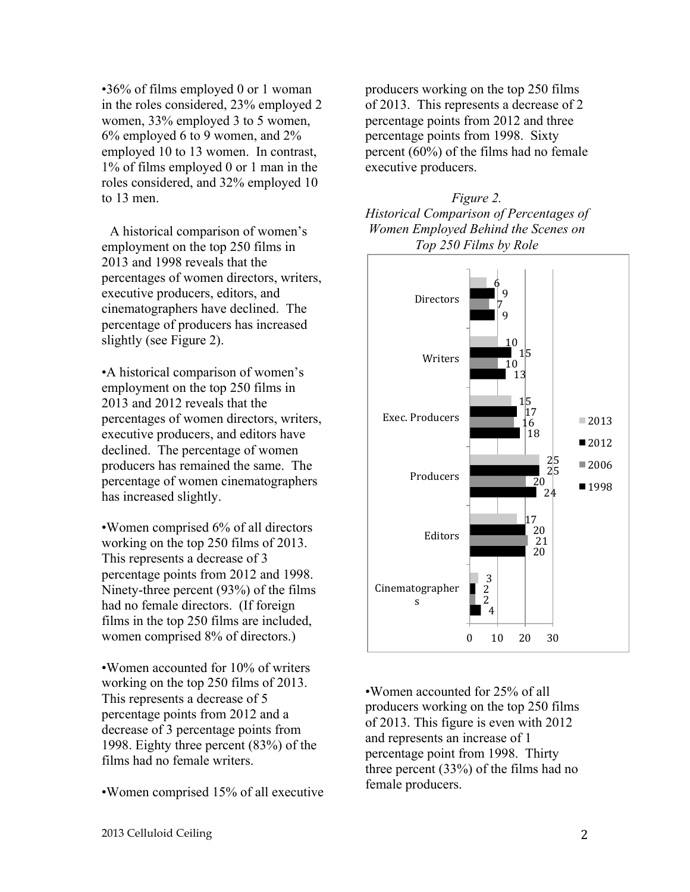•36% of films employed 0 or 1 woman in the roles considered, 23% employed 2 women, 33% employed 3 to 5 women, 6% employed 6 to 9 women, and 2% employed 10 to 13 women. In contrast, 1% of films employed 0 or 1 man in the roles considered, and 32% employed 10 to 13 men.

A historical comparison of women's employment on the top 250 films in 2013 and 1998 reveals that the percentages of women directors, writers, executive producers, editors, and cinematographers have declined. The percentage of producers has increased slightly (see Figure 2).

•A historical comparison of women's employment on the top 250 films in 2013 and 2012 reveals that the percentages of women directors, writers, executive producers, and editors have declined. The percentage of women producers has remained the same. The percentage of women cinematographers has increased slightly.

•Women comprised 6% of all directors working on the top 250 films of 2013. This represents a decrease of 3 percentage points from 2012 and 1998. Ninety-three percent (93%) of the films had no female directors. (If foreign films in the top 250 films are included, women comprised 8% of directors.)

•Women accounted for 10% of writers working on the top 250 films of 2013. This represents a decrease of 5 percentage points from 2012 and a decrease of 3 percentage points from 1998. Eighty three percent (83%) of the films had no female writers.

•Women comprised 15% of all executive producers working on the top 250 films of 2013. This represents a decrease of 2 percentage points from 2012 and three percentage points from 1998. Sixty percent (60%) of the films had no female executive producers.

*Figure 2.*
*Historical Comparison of Percentages of Women Employed Behind the Scenes on Top 250 Films by Role*

| Role | 2013 | 2012 | 2006 | 1998 |
|---|---|---|---|---|
| Directors | 6 | 9 | 7 | 9 |
| Writers | 10 | 15 | 10 | 13 |
| Exec. Producers | 15 | 17 | 16 | 18 |
| Producers | 25 | 25 | 20 | 24 |
| Editors | 17 | 20 | 21 | 20 |
| Cinematographers | 3 | 2 | 2 | 4 |

•Women accounted for 25% of all producers working on the top 250 films of 2013. This figure is even with 2012 and represents an increase of 1 percentage point from 1998. Thirty three percent (33%) of the films had no female producers.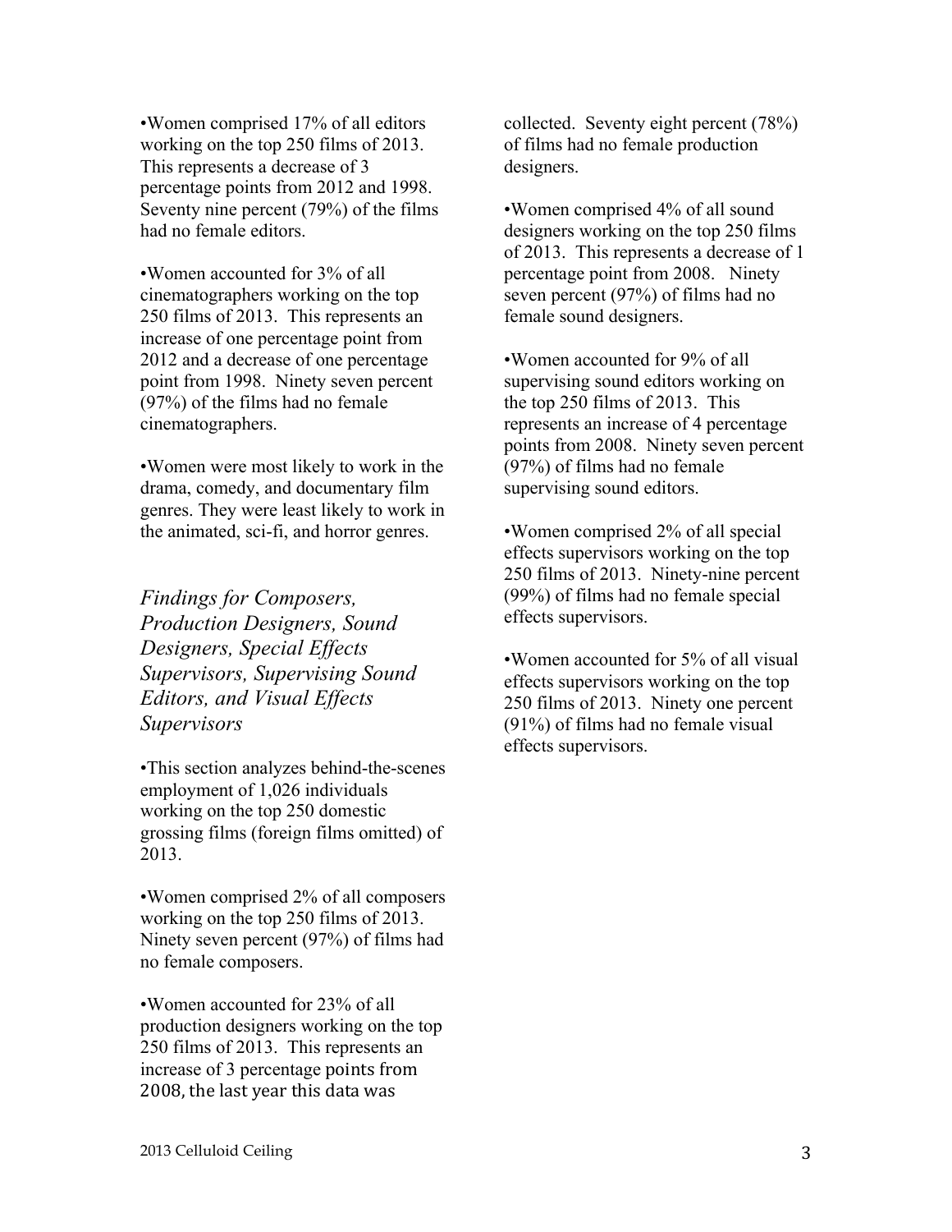•Women comprised 17% of all editors working on the top 250 films of 2013. This represents a decrease of 3 percentage points from 2012 and 1998. Seventy nine percent (79%) of the films had no female editors.

•Women accounted for 3% of all cinematographers working on the top 250 films of 2013. This represents an increase of one percentage point from 2012 and a decrease of one percentage point from 1998. Ninety seven percent (97%) of the films had no female cinematographers.

•Women were most likely to work in the drama, comedy, and documentary film genres. They were least likely to work in the animated, sci-fi, and horror genres.

### *Findings for Composers, Production Designers, Sound Designers, Special Effects Supervisors, Supervising Sound Editors, and Visual Effects Supervisors*

•This section analyzes behind-the-scenes employment of 1,026 individuals working on the top 250 domestic grossing films (foreign films omitted) of 2013.

•Women comprised 2% of all composers working on the top 250 films of 2013. Ninety seven percent (97%) of films had no female composers.

•Women accounted for 23% of all production designers working on the top 250 films of 2013. This represents an increase of 3 percentage points from 2008, the last year this data was collected. Seventy eight percent (78%) of films had no female production designers.

•Women comprised 4% of all sound designers working on the top 250 films of 2013. This represents a decrease of 1 percentage point from 2008. Ninety seven percent (97%) of films had no female sound designers.

•Women accounted for 9% of all supervising sound editors working on the top 250 films of 2013. This represents an increase of 4 percentage points from 2008. Ninety seven percent (97%) of films had no female supervising sound editors.

•Women comprised 2% of all special effects supervisors working on the top 250 films of 2013. Ninety-nine percent (99%) of films had no female special effects supervisors.

•Women accounted for 5% of all visual effects supervisors working on the top 250 films of 2013. Ninety one percent (91%) of films had no female visual effects supervisors.